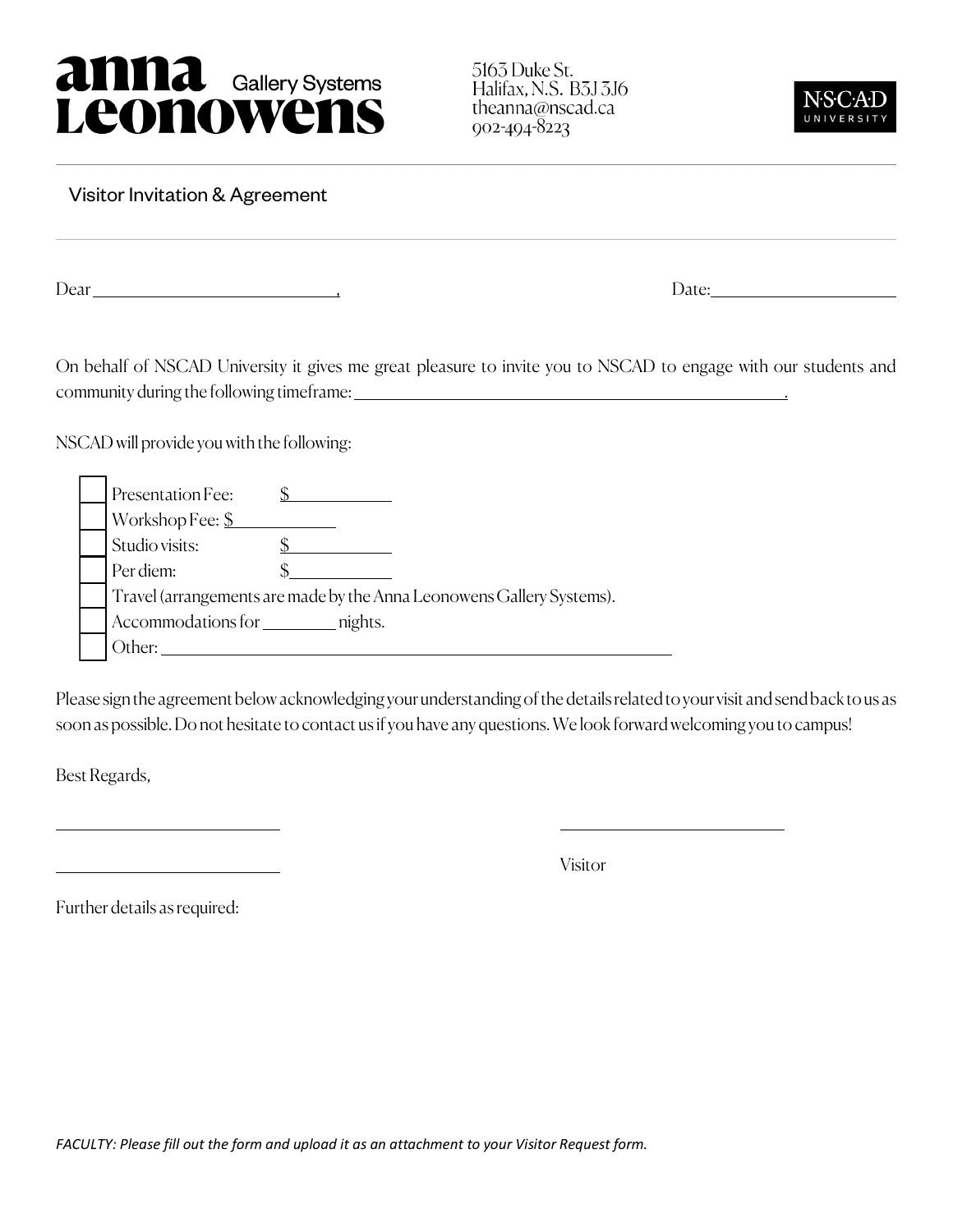**anna Leonowens** Gallery Systems

5163 Duke St.
Halifax, N.S. B3J 3J6
theanna@nscad.ca
902-494-8223

NSCAD UNIVERSITY

---

Visitor Invitation & Agreement

---

Dear ____________________________,                                                            Date: ______________________

On behalf of NSCAD University it gives me great pleasure to invite you to NSCAD to engage with our students and community during the following timeframe: ______________________________________________________.

NSCAD will provide you with the following:

- [ ] Presentation Fee: $___________
- [ ] Workshop Fee: $___________
- [ ] Studio visits: $___________
- [ ] Per diem: $___________
- [ ] Travel (arrangements are made by the Anna Leonowens Gallery Systems).
- [ ] Accommodations for ________ nights.
- [ ] Other: ____________________________________________________________

Please sign the agreement below acknowledging your understanding of the details related to your visit and send back to us as soon as possible. Do not hesitate to contact us if you have any questions. We look forward welcoming you to campus!

Best Regards,

__________________________                                                  __________________________

__________________________                                                  Visitor

Further details as required:

*FACULTY: Please fill out the form and upload it as an attachment to your Visitor Request form.*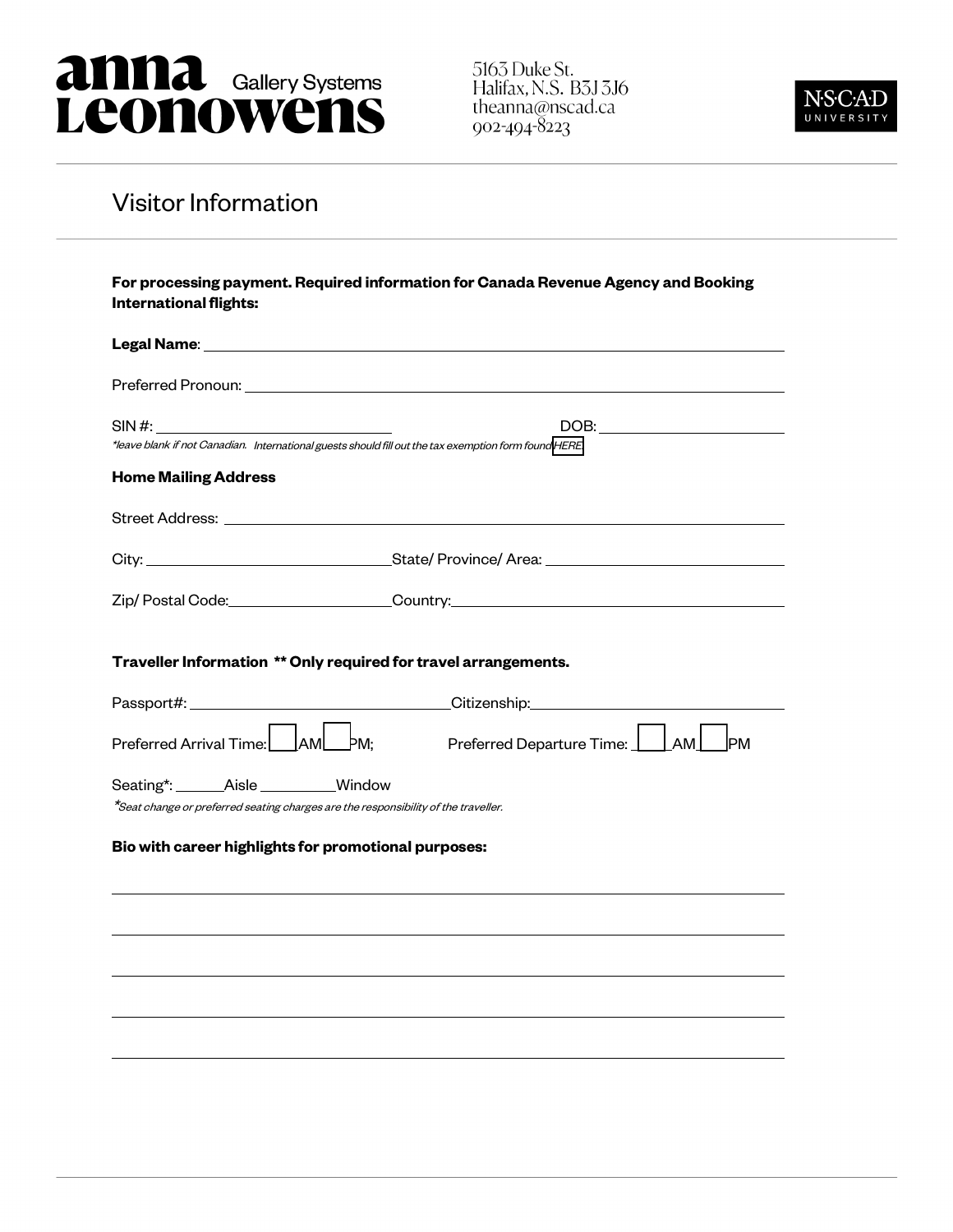**anna Leonowens** Gallery Systems

5163 Duke St.
Halifax, N.S. B3J 3J6
theanna@nscad.ca
902-494-8223

NSCAD UNIVERSITY

# Visitor Information

**For processing payment. Required information for Canada Revenue Agency and Booking International flights:**

**Legal Name**: ______________________________

Preferred Pronoun: ______________________________

SIN #: ______________________________ DOB: ______________________________

*\*leave blank if not Canadian. International guests should fill out the tax exemption form found HERE*

**Home Mailing Address**

Street Address: ______________________________

City: ______________________________ State/ Province/ Area: ______________________________

Zip/ Postal Code: ______________________________ Country: ______________________________

**Traveller Information \*\* Only required for travel arrangements.**

Passport#: ______________________________ Citizenship: ______________________________

Preferred Arrival Time: ____ AM ____ PM; Preferred Departure Time: ____ AM ____ PM

Seating*: ______ Aisle __________ Window

*\*Seat change or preferred seating charges are the responsibility of the traveller.*

**Bio with career highlights for promotional purposes:**

______________________________

______________________________

______________________________

______________________________

______________________________